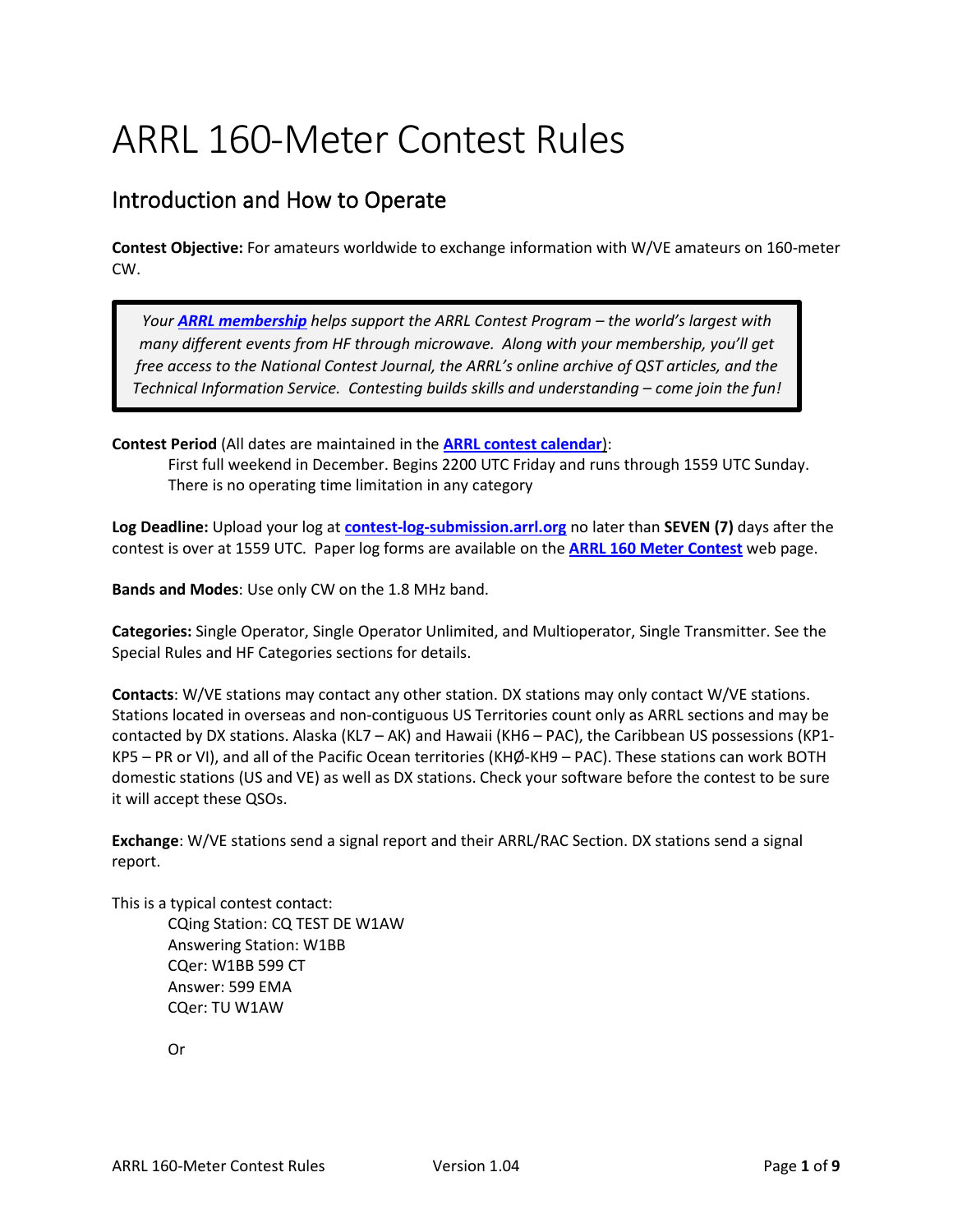# ARRL 160-Meter Contest Rules

## Introduction and How to Operate

**Contest Objective:** For amateurs worldwide to exchange information with W/VE amateurs on 160-meter CW.

> *Your **ARRL membership** helps support the ARRL Contest Program – the world's largest with many different events from HF through microwave. Along with your membership, you'll get free access to the National Contest Journal, the ARRL's online archive of QST articles, and the Technical Information Service. Contesting builds skills and understanding – come join the fun!*

**Contest Period** (All dates are maintained in the **ARRL contest calendar**):

First full weekend in December. Begins 2200 UTC Friday and runs through 1559 UTC Sunday. There is no operating time limitation in any category

**Log Deadline:** Upload your log at **contest-log-submission.arrl.org** no later than **SEVEN (7)** days after the contest is over at 1559 UTC. Paper log forms are available on the **ARRL 160 Meter Contest** web page.

**Bands and Modes**: Use only CW on the 1.8 MHz band.

**Categories:** Single Operator, Single Operator Unlimited, and Multioperator, Single Transmitter. See the Special Rules and HF Categories sections for details.

**Contacts**: W/VE stations may contact any other station. DX stations may only contact W/VE stations. Stations located in overseas and non-contiguous US Territories count only as ARRL sections and may be contacted by DX stations. Alaska (KL7 – AK) and Hawaii (KH6 – PAC), the Caribbean US possessions (KP1-KP5 – PR or VI), and all of the Pacific Ocean territories (KHØ-KH9 – PAC). These stations can work BOTH domestic stations (US and VE) as well as DX stations. Check your software before the contest to be sure it will accept these QSOs.

**Exchange**: W/VE stations send a signal report and their ARRL/RAC Section. DX stations send a signal report.

This is a typical contest contact:

CQing Station: CQ TEST DE W1AW
Answering Station: W1BB
CQer: W1BB 599 CT
Answer: 599 EMA
CQer: TU W1AW

Or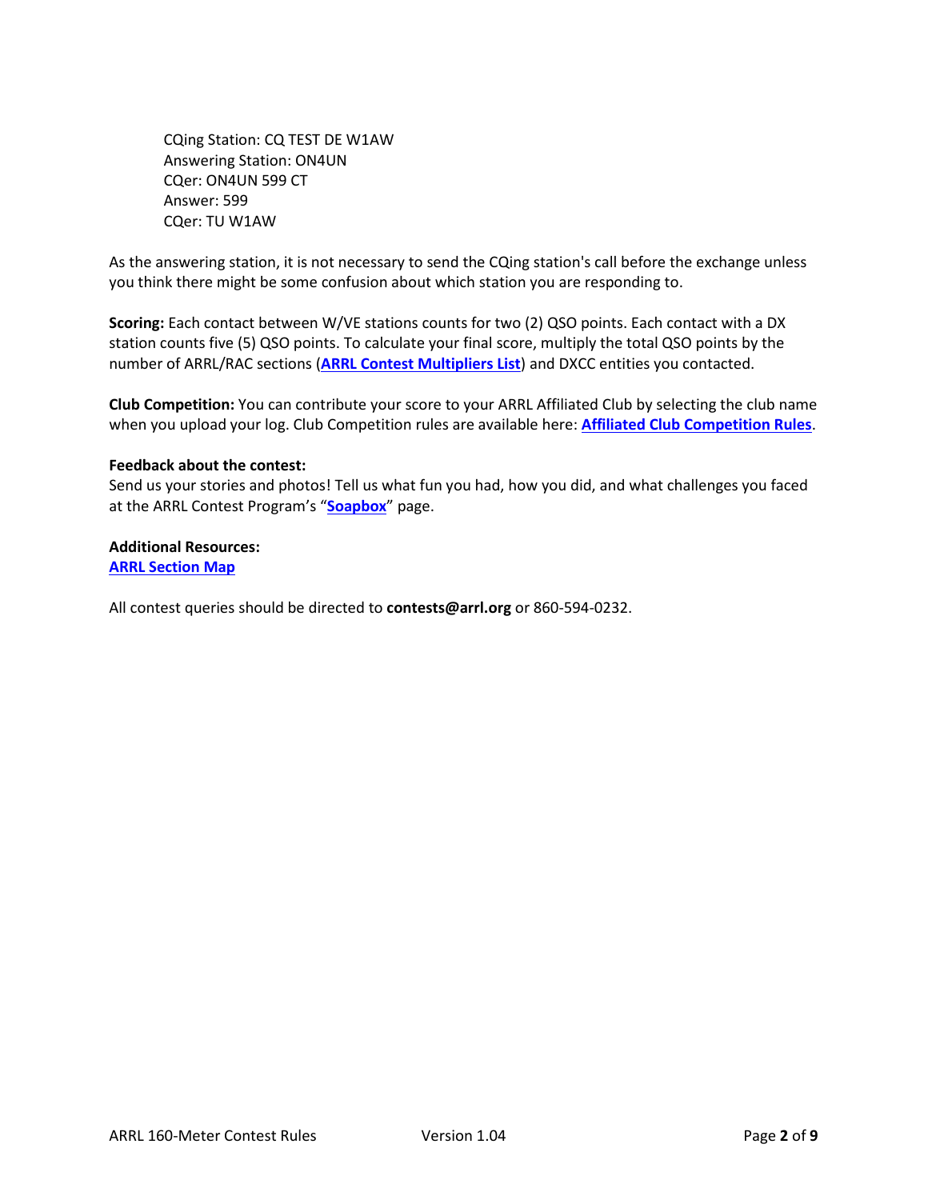CQing Station: CQ TEST DE W1AW  
Answering Station: ON4UN  
CQer: ON4UN 599 CT  
Answer: 599  
CQer: TU W1AW

As the answering station, it is not necessary to send the CQing station's call before the exchange unless you think there might be some confusion about which station you are responding to.

**Scoring:** Each contact between W/VE stations counts for two (2) QSO points. Each contact with a DX station counts five (5) QSO points. To calculate your final score, multiply the total QSO points by the number of ARRL/RAC sections (**ARRL Contest Multipliers List**) and DXCC entities you contacted.

**Club Competition:** You can contribute your score to your ARRL Affiliated Club by selecting the club name when you upload your log. Club Competition rules are available here: **Affiliated Club Competition Rules**.

**Feedback about the contest:**  
Send us your stories and photos! Tell us what fun you had, how you did, and what challenges you faced at the ARRL Contest Program's "**Soapbox**" page.

**Additional Resources:**  
**ARRL Section Map**

All contest queries should be directed to **contests@arrl.org** or 860-594-0232.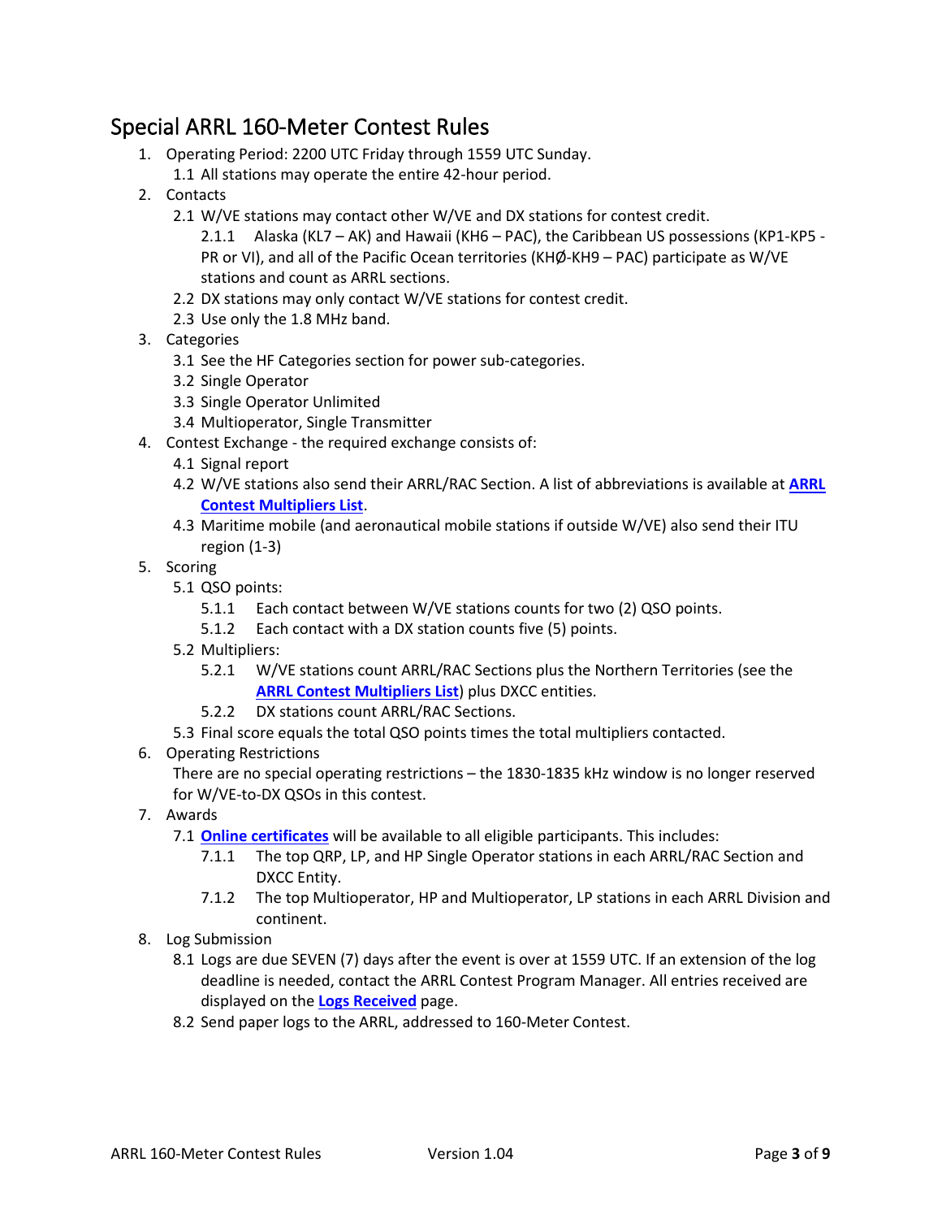## Special ARRL 160-Meter Contest Rules

1. Operating Period: 2200 UTC Friday through 1559 UTC Sunday.
   - 1.1 All stations may operate the entire 42-hour period.
2. Contacts
   - 2.1 W/VE stations may contact other W/VE and DX stations for contest credit.
     - 2.1.1 Alaska (KL7 – AK) and Hawaii (KH6 – PAC), the Caribbean US possessions (KP1-KP5 - PR or VI), and all of the Pacific Ocean territories (KHØ-KH9 – PAC) participate as W/VE stations and count as ARRL sections.
   - 2.2 DX stations may only contact W/VE stations for contest credit.
   - 2.3 Use only the 1.8 MHz band.
3. Categories
   - 3.1 See the HF Categories section for power sub-categories.
   - 3.2 Single Operator
   - 3.3 Single Operator Unlimited
   - 3.4 Multioperator, Single Transmitter
4. Contest Exchange - the required exchange consists of:
   - 4.1 Signal report
   - 4.2 W/VE stations also send their ARRL/RAC Section. A list of abbreviations is available at **ARRL Contest Multipliers List**.
   - 4.3 Maritime mobile (and aeronautical mobile stations if outside W/VE) also send their ITU region (1-3)
5. Scoring
   - 5.1 QSO points:
     - 5.1.1 Each contact between W/VE stations counts for two (2) QSO points.
     - 5.1.2 Each contact with a DX station counts five (5) points.
   - 5.2 Multipliers:
     - 5.2.1 W/VE stations count ARRL/RAC Sections plus the Northern Territories (see the **ARRL Contest Multipliers List**) plus DXCC entities.
     - 5.2.2 DX stations count ARRL/RAC Sections.
   - 5.3 Final score equals the total QSO points times the total multipliers contacted.
6. Operating Restrictions

   There are no special operating restrictions – the 1830-1835 kHz window is no longer reserved for W/VE-to-DX QSOs in this contest.
7. Awards
   - 7.1 **Online certificates** will be available to all eligible participants. This includes:
     - 7.1.1 The top QRP, LP, and HP Single Operator stations in each ARRL/RAC Section and DXCC Entity.
     - 7.1.2 The top Multioperator, HP and Multioperator, LP stations in each ARRL Division and continent.
8. Log Submission
   - 8.1 Logs are due SEVEN (7) days after the event is over at 1559 UTC. If an extension of the log deadline is needed, contact the ARRL Contest Program Manager. All entries received are displayed on the **Logs Received** page.
   - 8.2 Send paper logs to the ARRL, addressed to 160-Meter Contest.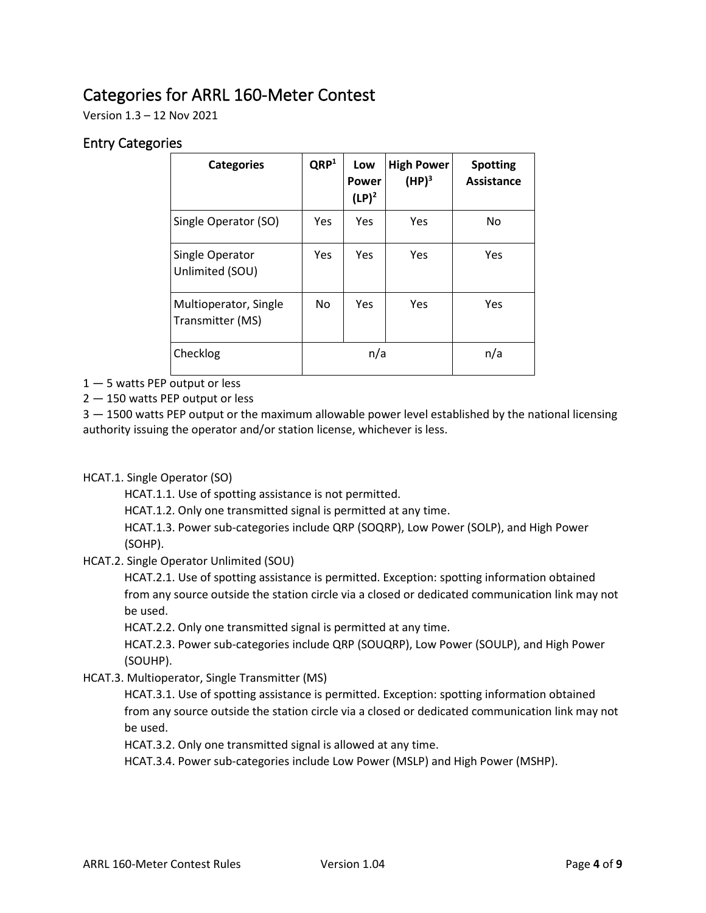# Categories for ARRL 160-Meter Contest

Version 1.3 – 12 Nov 2021

## Entry Categories

| Categories | QRP[1] | Low Power (LP)[2] | High Power (HP)[3] | Spotting Assistance |
|---|---|---|---|---|
| Single Operator (SO) | Yes | Yes | Yes | No |
| Single Operator Unlimited (SOU) | Yes | Yes | Yes | Yes |
| Multioperator, Single Transmitter (MS) | No | Yes | Yes | Yes |
| Checklog | n/a | | | n/a |

1 — 5 watts PEP output or less

2 — 150 watts PEP output or less

3 — 1500 watts PEP output or the maximum allowable power level established by the national licensing authority issuing the operator and/or station license, whichever is less.

HCAT.1. Single Operator (SO)

- HCAT.1.1. Use of spotting assistance is not permitted.
- HCAT.1.2. Only one transmitted signal is permitted at any time.
- HCAT.1.3. Power sub-categories include QRP (SOQRP), Low Power (SOLP), and High Power (SOHP).

HCAT.2. Single Operator Unlimited (SOU)

- HCAT.2.1. Use of spotting assistance is permitted. Exception: spotting information obtained from any source outside the station circle via a closed or dedicated communication link may not be used.
- HCAT.2.2. Only one transmitted signal is permitted at any time.
- HCAT.2.3. Power sub-categories include QRP (SOUQRP), Low Power (SOULP), and High Power (SOUHP).

HCAT.3. Multioperator, Single Transmitter (MS)

- HCAT.3.1. Use of spotting assistance is permitted. Exception: spotting information obtained from any source outside the station circle via a closed or dedicated communication link may not be used.
- HCAT.3.2. Only one transmitted signal is allowed at any time.
- HCAT.3.4. Power sub-categories include Low Power (MSLP) and High Power (MSHP).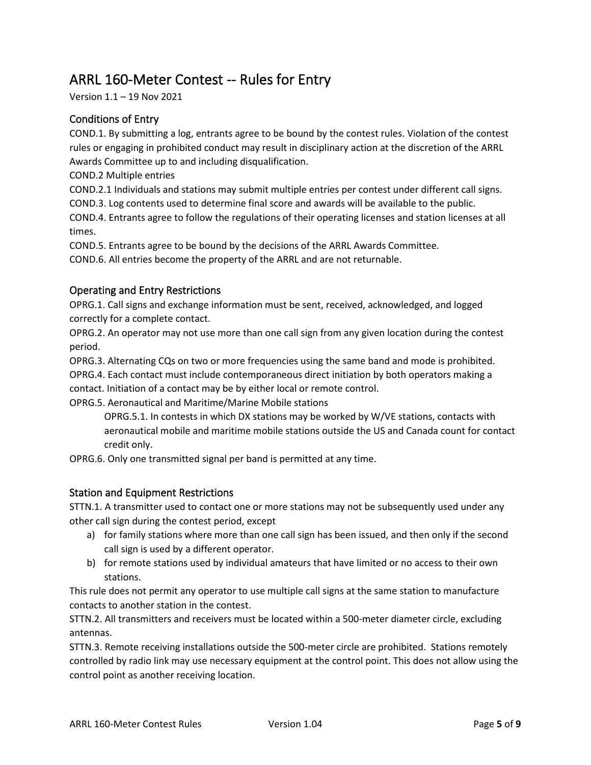# ARRL 160-Meter Contest -- Rules for Entry

Version 1.1 – 19 Nov 2021

## Conditions of Entry

COND.1. By submitting a log, entrants agree to be bound by the contest rules. Violation of the contest rules or engaging in prohibited conduct may result in disciplinary action at the discretion of the ARRL Awards Committee up to and including disqualification.

COND.2 Multiple entries

COND.2.1 Individuals and stations may submit multiple entries per contest under different call signs.

COND.3. Log contents used to determine final score and awards will be available to the public.

COND.4. Entrants agree to follow the regulations of their operating licenses and station licenses at all times.

COND.5. Entrants agree to be bound by the decisions of the ARRL Awards Committee.

COND.6. All entries become the property of the ARRL and are not returnable.

## Operating and Entry Restrictions

OPRG.1. Call signs and exchange information must be sent, received, acknowledged, and logged correctly for a complete contact.

OPRG.2. An operator may not use more than one call sign from any given location during the contest period.

OPRG.3. Alternating CQs on two or more frequencies using the same band and mode is prohibited.

OPRG.4. Each contact must include contemporaneous direct initiation by both operators making a contact. Initiation of a contact may be by either local or remote control.

OPRG.5. Aeronautical and Maritime/Marine Mobile stations

> OPRG.5.1. In contests in which DX stations may be worked by W/VE stations, contacts with aeronautical mobile and maritime mobile stations outside the US and Canada count for contact credit only.

OPRG.6. Only one transmitted signal per band is permitted at any time.

## Station and Equipment Restrictions

STTN.1. A transmitter used to contact one or more stations may not be subsequently used under any other call sign during the contest period, except

a) for family stations where more than one call sign has been issued, and then only if the second call sign is used by a different operator.
b) for remote stations used by individual amateurs that have limited or no access to their own stations.

This rule does not permit any operator to use multiple call signs at the same station to manufacture contacts to another station in the contest.

STTN.2. All transmitters and receivers must be located within a 500-meter diameter circle, excluding antennas.

STTN.3. Remote receiving installations outside the 500-meter circle are prohibited. Stations remotely controlled by radio link may use necessary equipment at the control point. This does not allow using the control point as another receiving location.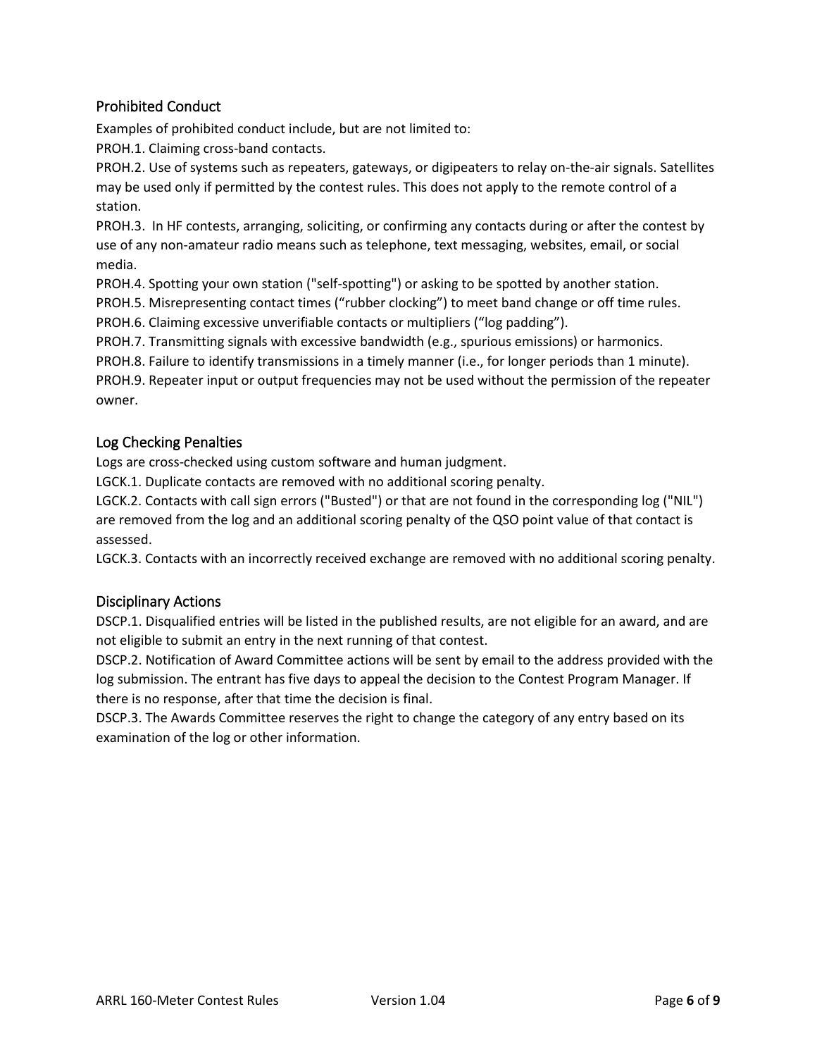## Prohibited Conduct

Examples of prohibited conduct include, but are not limited to:

PROH.1. Claiming cross-band contacts.

PROH.2. Use of systems such as repeaters, gateways, or digipeaters to relay on-the-air signals. Satellites may be used only if permitted by the contest rules. This does not apply to the remote control of a station.

PROH.3. In HF contests, arranging, soliciting, or confirming any contacts during or after the contest by use of any non-amateur radio means such as telephone, text messaging, websites, email, or social media.

PROH.4. Spotting your own station ("self-spotting") or asking to be spotted by another station.

PROH.5. Misrepresenting contact times ("rubber clocking") to meet band change or off time rules.

PROH.6. Claiming excessive unverifiable contacts or multipliers ("log padding").

PROH.7. Transmitting signals with excessive bandwidth (e.g., spurious emissions) or harmonics.

PROH.8. Failure to identify transmissions in a timely manner (i.e., for longer periods than 1 minute).

PROH.9. Repeater input or output frequencies may not be used without the permission of the repeater owner.

## Log Checking Penalties

Logs are cross-checked using custom software and human judgment.

LGCK.1. Duplicate contacts are removed with no additional scoring penalty.

LGCK.2. Contacts with call sign errors ("Busted") or that are not found in the corresponding log ("NIL") are removed from the log and an additional scoring penalty of the QSO point value of that contact is assessed.

LGCK.3. Contacts with an incorrectly received exchange are removed with no additional scoring penalty.

## Disciplinary Actions

DSCP.1. Disqualified entries will be listed in the published results, are not eligible for an award, and are not eligible to submit an entry in the next running of that contest.

DSCP.2. Notification of Award Committee actions will be sent by email to the address provided with the log submission. The entrant has five days to appeal the decision to the Contest Program Manager. If there is no response, after that time the decision is final.

DSCP.3. The Awards Committee reserves the right to change the category of any entry based on its examination of the log or other information.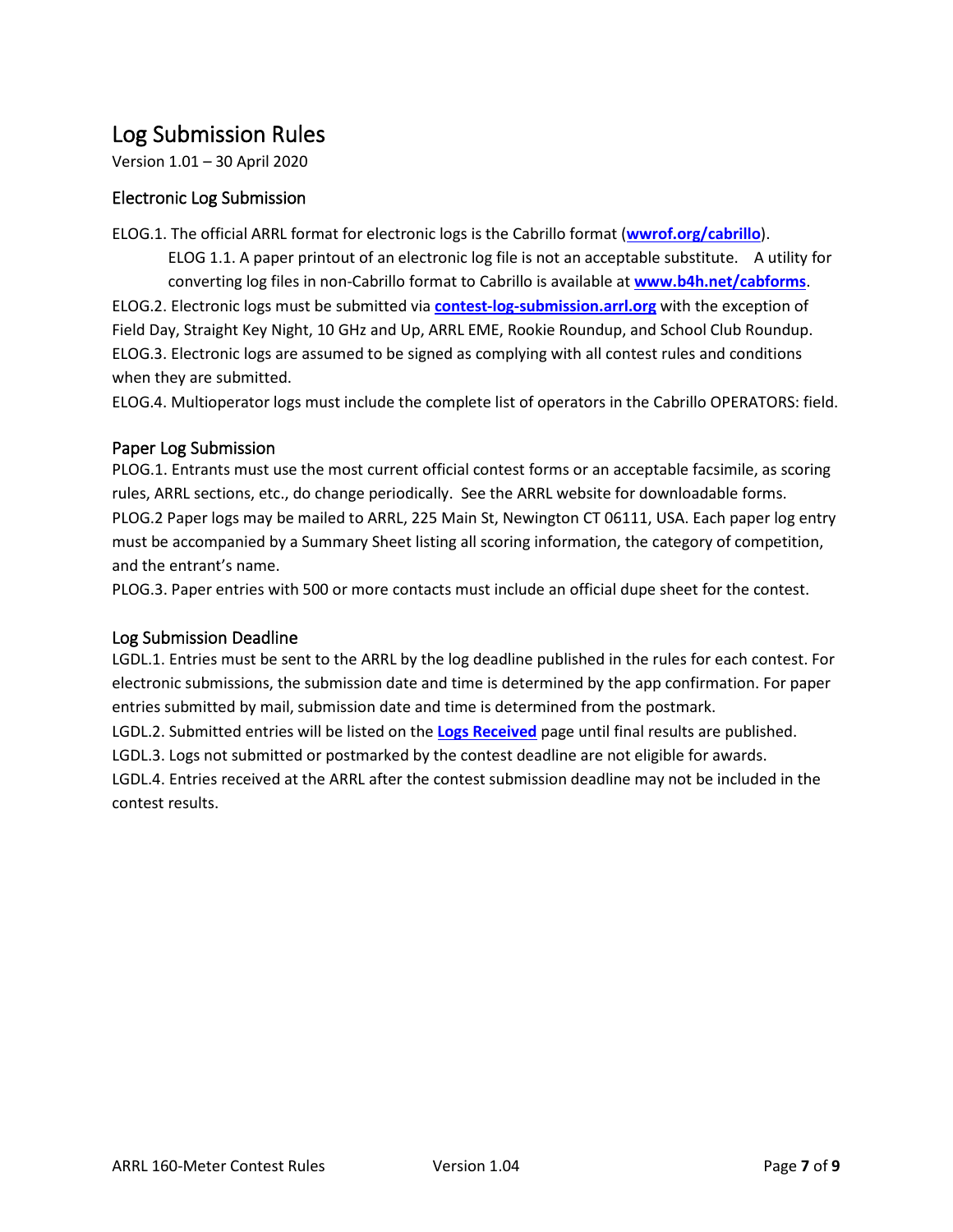# Log Submission Rules

Version 1.01 – 30 April 2020

## Electronic Log Submission

ELOG.1. The official ARRL format for electronic logs is the Cabrillo format (**wwrof.org/cabrillo**).

> ELOG 1.1. A paper printout of an electronic log file is not an acceptable substitute. A utility for converting log files in non-Cabrillo format to Cabrillo is available at **www.b4h.net/cabforms**.

ELOG.2. Electronic logs must be submitted via **contest-log-submission.arrl.org** with the exception of Field Day, Straight Key Night, 10 GHz and Up, ARRL EME, Rookie Roundup, and School Club Roundup.

ELOG.3. Electronic logs are assumed to be signed as complying with all contest rules and conditions when they are submitted.

ELOG.4. Multioperator logs must include the complete list of operators in the Cabrillo OPERATORS: field.

## Paper Log Submission

PLOG.1. Entrants must use the most current official contest forms or an acceptable facsimile, as scoring rules, ARRL sections, etc., do change periodically. See the ARRL website for downloadable forms.

PLOG.2 Paper logs may be mailed to ARRL, 225 Main St, Newington CT 06111, USA. Each paper log entry must be accompanied by a Summary Sheet listing all scoring information, the category of competition, and the entrant's name.

PLOG.3. Paper entries with 500 or more contacts must include an official dupe sheet for the contest.

## Log Submission Deadline

LGDL.1. Entries must be sent to the ARRL by the log deadline published in the rules for each contest. For electronic submissions, the submission date and time is determined by the app confirmation. For paper entries submitted by mail, submission date and time is determined from the postmark.

LGDL.2. Submitted entries will be listed on the **Logs Received** page until final results are published.

LGDL.3. Logs not submitted or postmarked by the contest deadline are not eligible for awards.

LGDL.4. Entries received at the ARRL after the contest submission deadline may not be included in the contest results.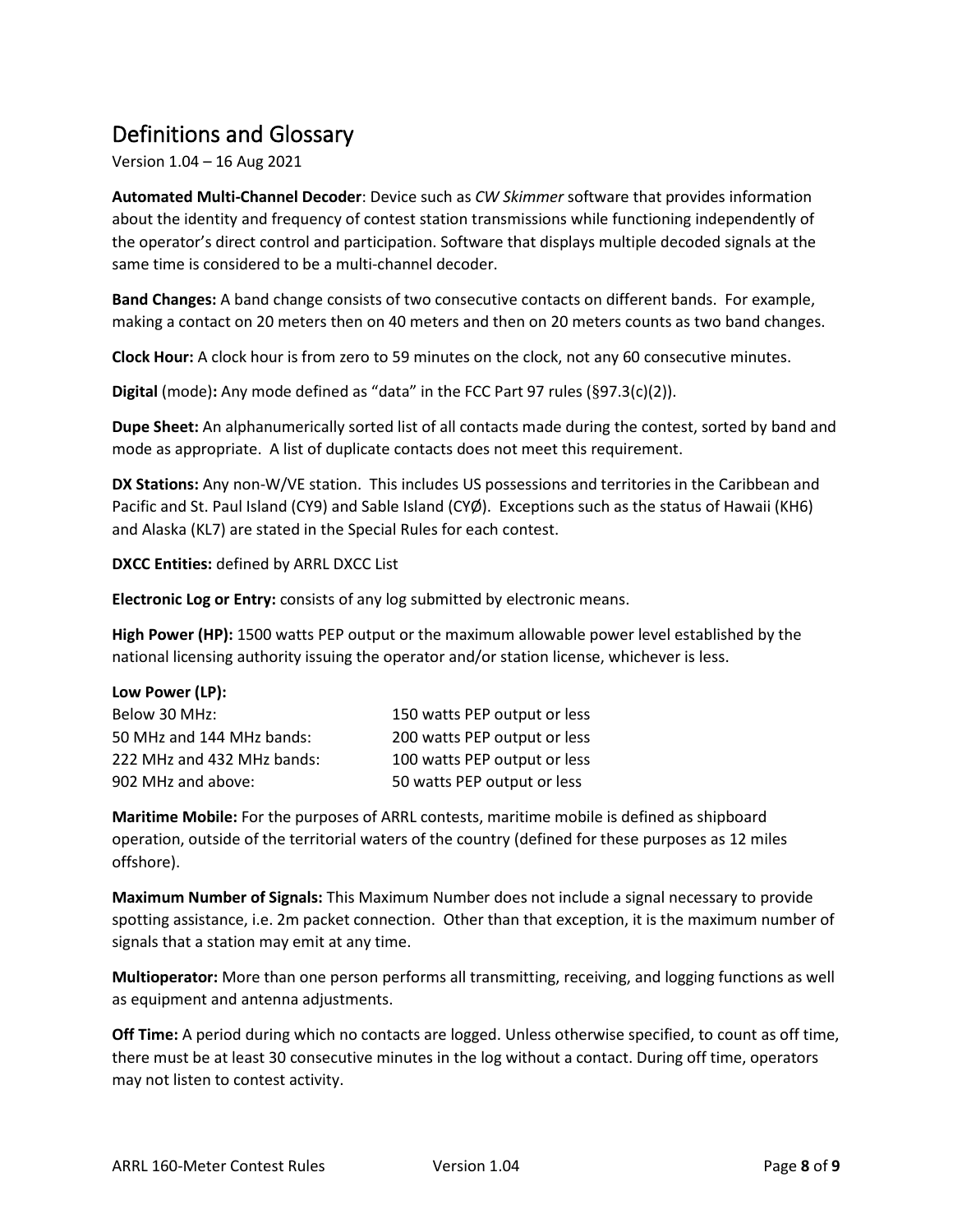## Definitions and Glossary

Version 1.04 – 16 Aug 2021

**Automated Multi-Channel Decoder**: Device such as *CW Skimmer* software that provides information about the identity and frequency of contest station transmissions while functioning independently of the operator's direct control and participation. Software that displays multiple decoded signals at the same time is considered to be a multi-channel decoder.

**Band Changes:** A band change consists of two consecutive contacts on different bands. For example, making a contact on 20 meters then on 40 meters and then on 20 meters counts as two band changes.

**Clock Hour:** A clock hour is from zero to 59 minutes on the clock, not any 60 consecutive minutes.

**Digital** (mode)**:** Any mode defined as "data" in the FCC Part 97 rules (§97.3(c)(2)).

**Dupe Sheet:** An alphanumerically sorted list of all contacts made during the contest, sorted by band and mode as appropriate. A list of duplicate contacts does not meet this requirement.

**DX Stations:** Any non-W/VE station. This includes US possessions and territories in the Caribbean and Pacific and St. Paul Island (CY9) and Sable Island (CYØ). Exceptions such as the status of Hawaii (KH6) and Alaska (KL7) are stated in the Special Rules for each contest.

**DXCC Entities:** defined by ARRL DXCC List

**Electronic Log or Entry:** consists of any log submitted by electronic means.

**High Power (HP):** 1500 watts PEP output or the maximum allowable power level established by the national licensing authority issuing the operator and/or station license, whichever is less.

**Low Power (LP):**

| | |
|---|---|
| Below 30 MHz: | 150 watts PEP output or less |
| 50 MHz and 144 MHz bands: | 200 watts PEP output or less |
| 222 MHz and 432 MHz bands: | 100 watts PEP output or less |
| 902 MHz and above: | 50 watts PEP output or less |

**Maritime Mobile:** For the purposes of ARRL contests, maritime mobile is defined as shipboard operation, outside of the territorial waters of the country (defined for these purposes as 12 miles offshore).

**Maximum Number of Signals:** This Maximum Number does not include a signal necessary to provide spotting assistance, i.e. 2m packet connection. Other than that exception, it is the maximum number of signals that a station may emit at any time.

**Multioperator:** More than one person performs all transmitting, receiving, and logging functions as well as equipment and antenna adjustments.

**Off Time:** A period during which no contacts are logged. Unless otherwise specified, to count as off time, there must be at least 30 consecutive minutes in the log without a contact. During off time, operators may not listen to contest activity.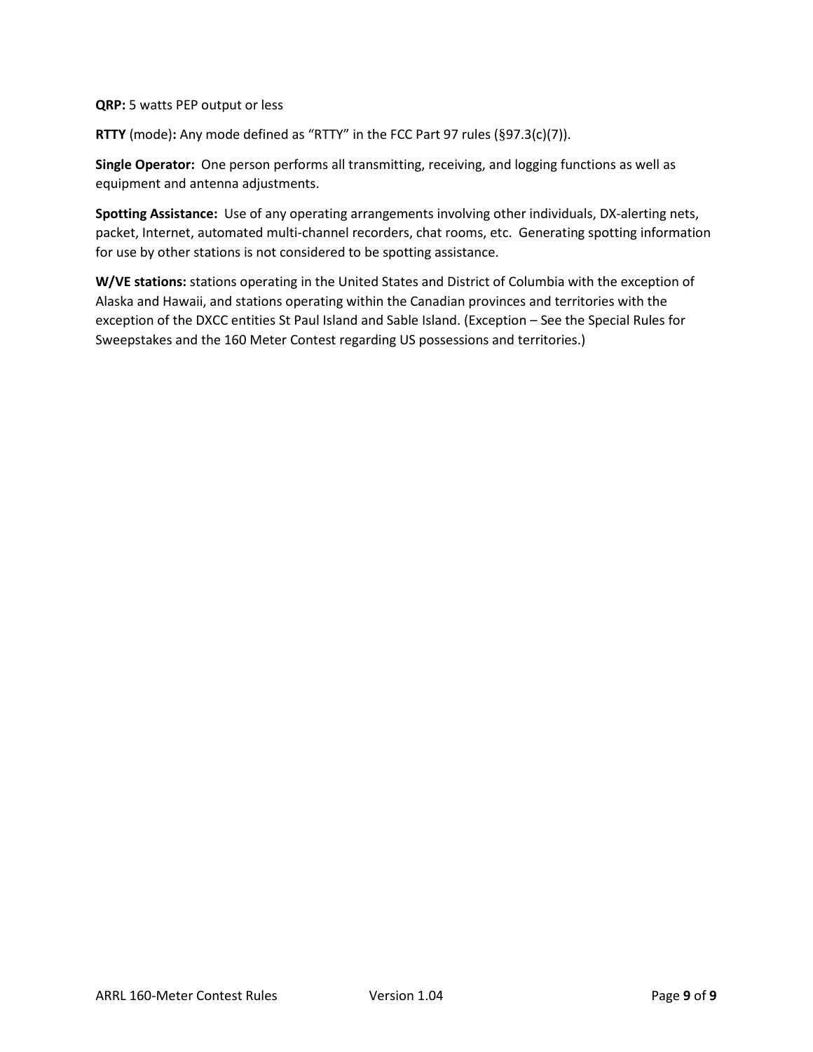**QRP:** 5 watts PEP output or less

**RTTY** (mode)**:** Any mode defined as "RTTY" in the FCC Part 97 rules (§97.3(c)(7)).

**Single Operator:** One person performs all transmitting, receiving, and logging functions as well as equipment and antenna adjustments.

**Spotting Assistance:** Use of any operating arrangements involving other individuals, DX-alerting nets, packet, Internet, automated multi-channel recorders, chat rooms, etc. Generating spotting information for use by other stations is not considered to be spotting assistance.

**W/VE stations:** stations operating in the United States and District of Columbia with the exception of Alaska and Hawaii, and stations operating within the Canadian provinces and territories with the exception of the DXCC entities St Paul Island and Sable Island. (Exception – See the Special Rules for Sweepstakes and the 160 Meter Contest regarding US possessions and territories.)